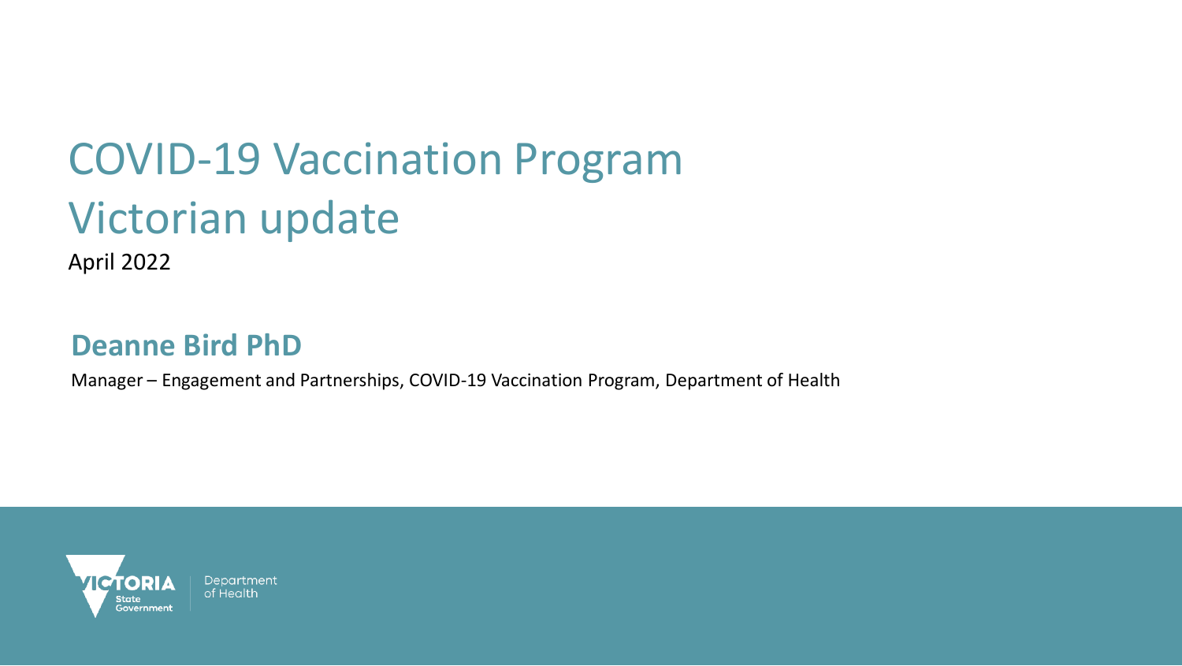# COVID-19 Vaccination Program Victorian update

April 2022

## Deanne Bird PhD

Manager – Engagement and Partnerships, COVID-19 Vaccination Program, Department of Health

VICTORIA State Government

Department of Health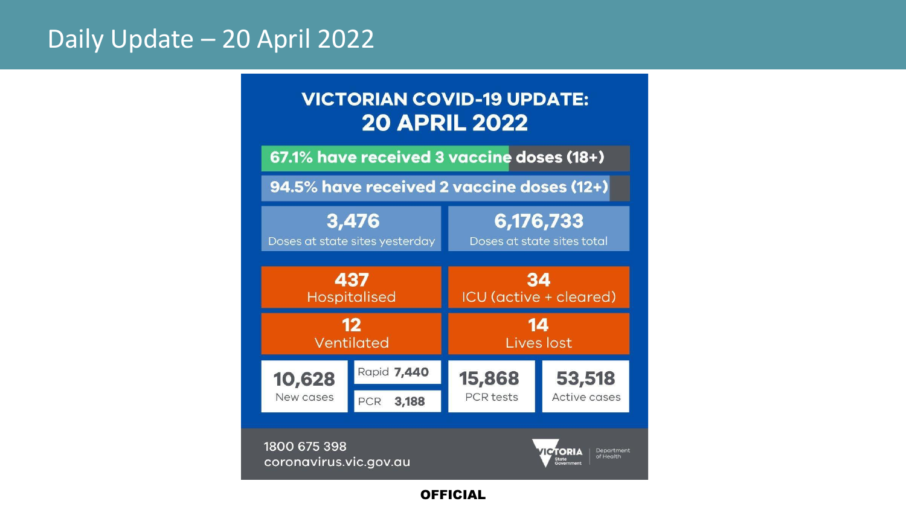# Daily Update – 20 April 2022

## VICTORIAN COVID-19 UPDATE: 20 APRIL 2022

**67.1% have received 3 vaccine doses (18+)**

**94.5% have received 2 vaccine doses (12+)**

| **3,476** Doses at state sites yesterday | **6,176,733** Doses at state sites total |
| --- | --- |

| **437** Hospitalised | **34** ICU (active + cleared) |
| --- | --- |
| **12** Ventilated | **14** Lives lost |

| **10,628** New cases | Rapid **7,440** / PCR **3,188** | **15,868** PCR tests | **53,518** Active cases |
| --- | --- | --- | --- |

1800 675 398
coronavirus.vic.gov.au

VICTORIA State Government | Department of Health

OFFICIAL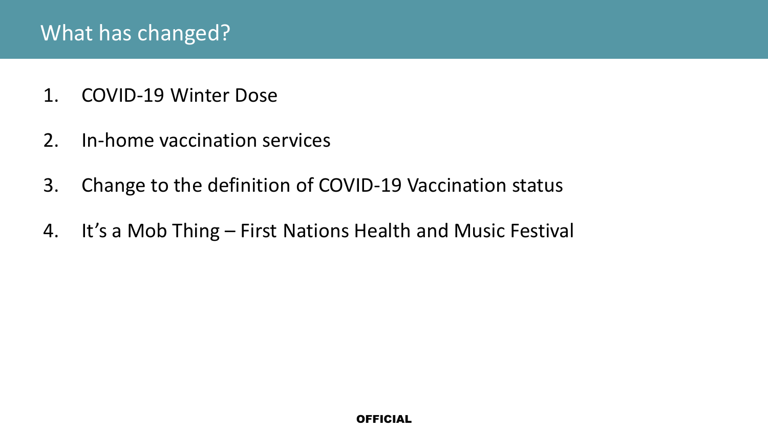# What has changed?

1. COVID-19 Winter Dose
2. In-home vaccination services
3. Change to the definition of COVID-19 Vaccination status
4. It's a Mob Thing – First Nations Health and Music Festival

**OFFICIAL**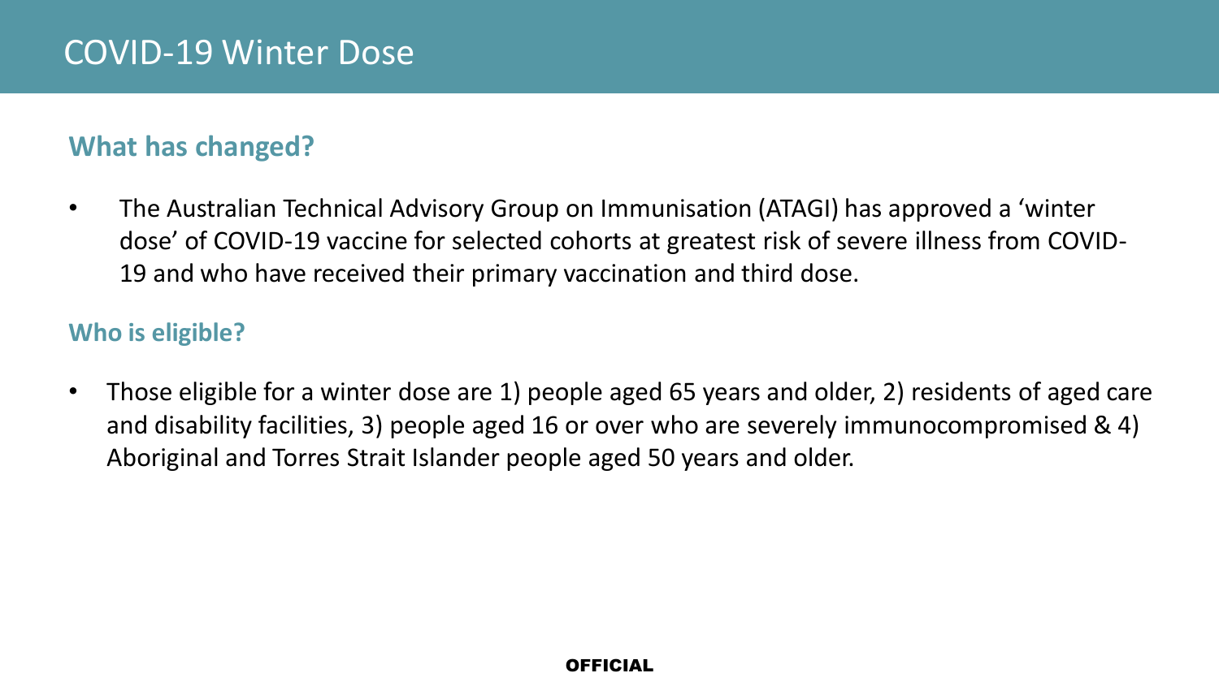# COVID-19 Winter Dose

## What has changed?

- The Australian Technical Advisory Group on Immunisation (ATAGI) has approved a 'winter dose' of COVID-19 vaccine for selected cohorts at greatest risk of severe illness from COVID-19 and who have received their primary vaccination and third dose.

## Who is eligible?

- Those eligible for a winter dose are 1) people aged 65 years and older, 2) residents of aged care and disability facilities, 3) people aged 16 or over who are severely immunocompromised & 4) Aboriginal and Torres Strait Islander people aged 50 years and older.

**OFFICIAL**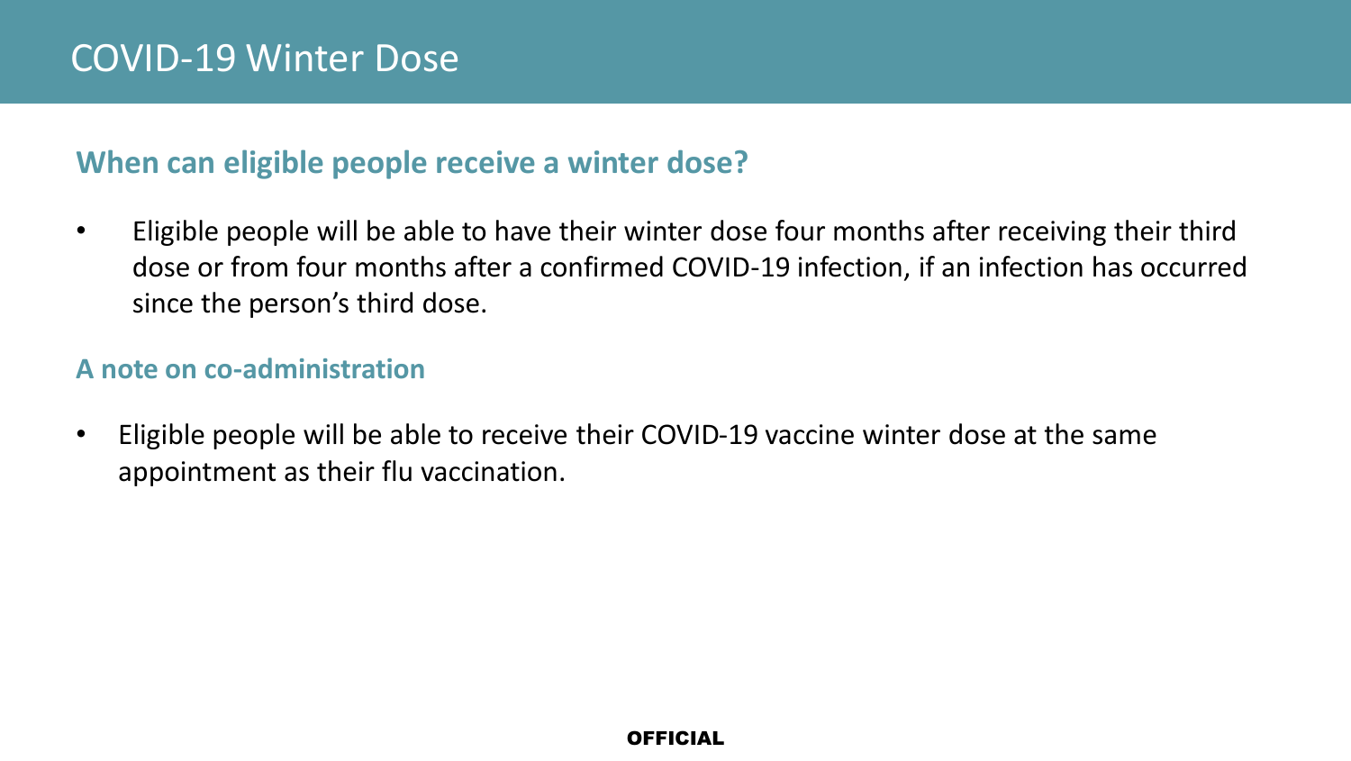# COVID-19 Winter Dose

## When can eligible people receive a winter dose?

- Eligible people will be able to have their winter dose four months after receiving their third dose or from four months after a confirmed COVID-19 infection, if an infection has occurred since the person's third dose.

### A note on co-administration

- Eligible people will be able to receive their COVID-19 vaccine winter dose at the same appointment as their flu vaccination.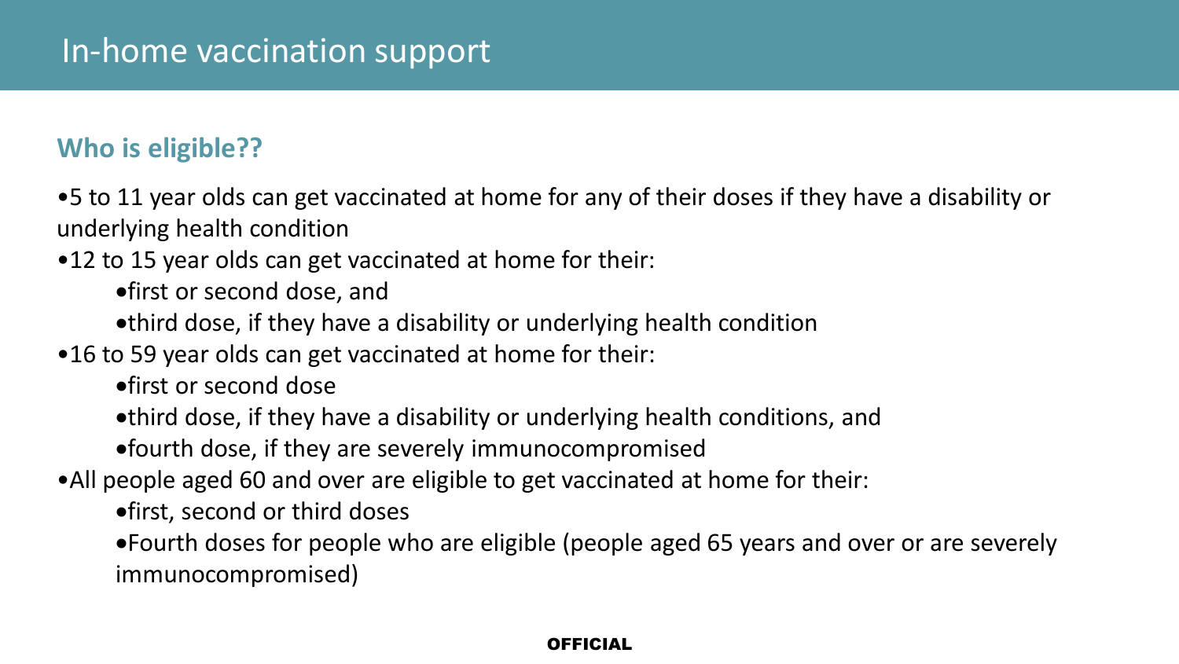# In-home vaccination support

## Who is eligible??

- 5 to 11 year olds can get vaccinated at home for any of their doses if they have a disability or underlying health condition
- 12 to 15 year olds can get vaccinated at home for their:
  - first or second dose, and
  - third dose, if they have a disability or underlying health condition
- 16 to 59 year olds can get vaccinated at home for their:
  - first or second dose
  - third dose, if they have a disability or underlying health conditions, and
  - fourth dose, if they are severely immunocompromised
- All people aged 60 and over are eligible to get vaccinated at home for their:
  - first, second or third doses
  - Fourth doses for people who are eligible (people aged 65 years and over or are severely immunocompromised)

OFFICIAL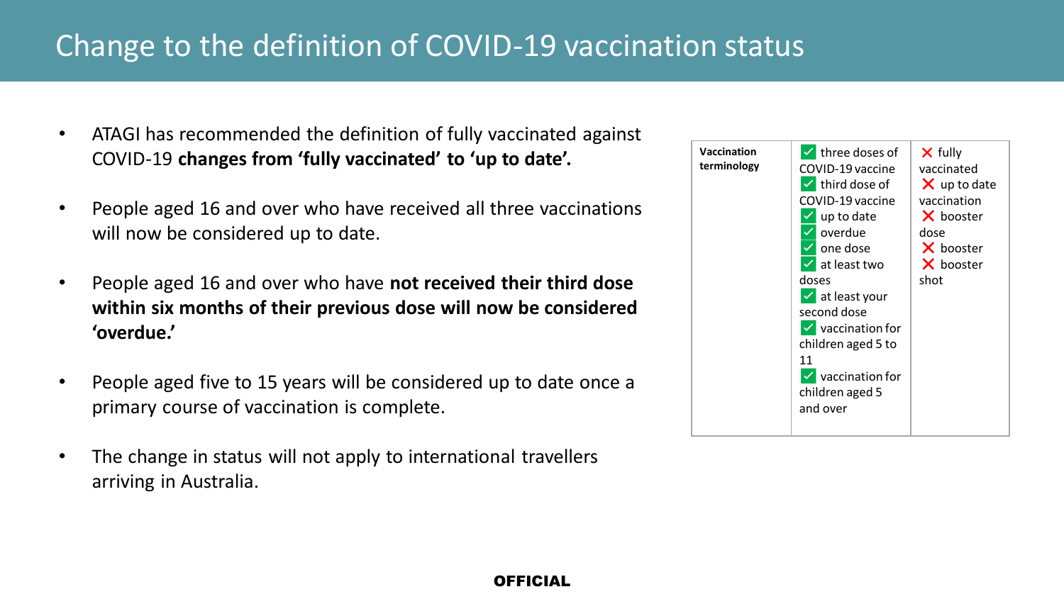# Change to the definition of COVID-19 vaccination status

- ATAGI has recommended the definition of fully vaccinated against COVID-19 **changes from 'fully vaccinated' to 'up to date'.**
- People aged 16 and over who have received all three vaccinations will now be considered up to date.
- People aged 16 and over who have **not received their third dose within six months of their previous dose will now be considered 'overdue.'**
- People aged five to 15 years will be considered up to date once a primary course of vaccination is complete.
- The change in status will not apply to international travellers arriving in Australia.

| **Vaccination terminology** | ✓ three doses of COVID-19 vaccine<br>✓ third dose of COVID-19 vaccine<br>✓ up to date<br>✓ overdue<br>✓ one dose<br>✓ at least two doses<br>✓ at least your second dose<br>✓ vaccination for children aged 5 to 11<br>✓ vaccination for children aged 5 and over | ✗ fully vaccinated<br>✗ up to date vaccination<br>✗ booster dose<br>✗ booster<br>✗ booster shot |
|---|---|---|

**OFFICIAL**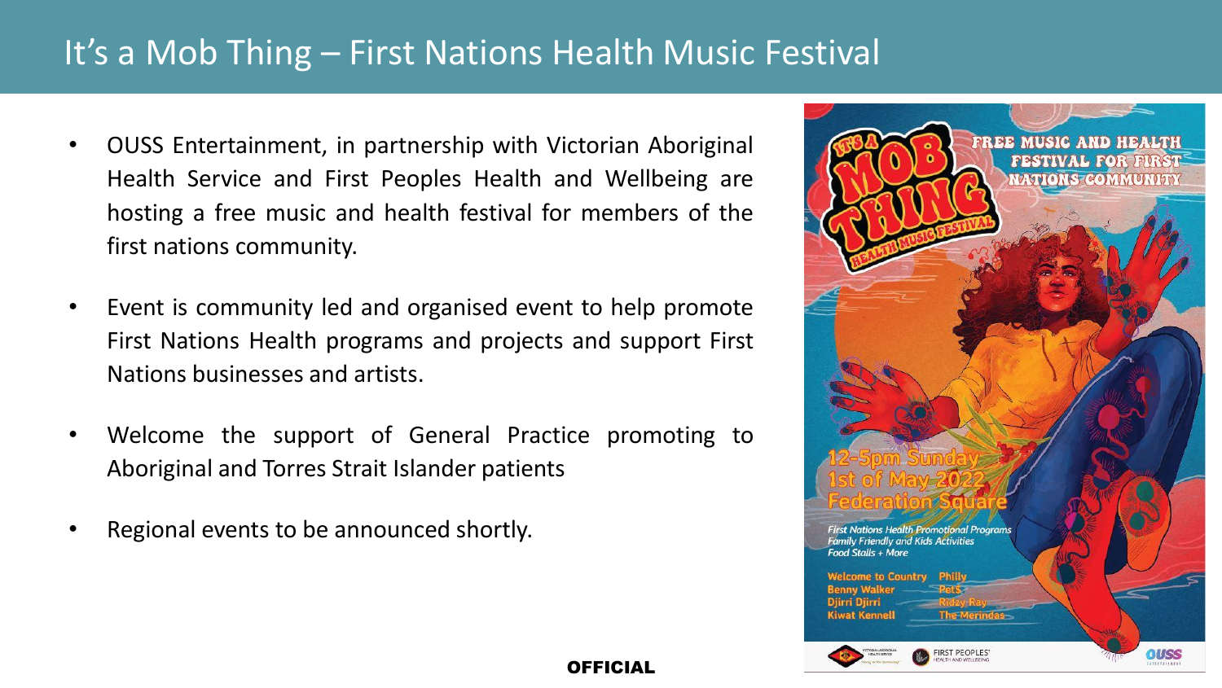# It's a Mob Thing – First Nations Health Music Festival

- OUSS Entertainment, in partnership with Victorian Aboriginal Health Service and First Peoples Health and Wellbeing are hosting a free music and health festival for members of the first nations community.
- Event is community led and organised event to help promote First Nations Health programs and projects and support First Nations businesses and artists.
- Welcome the support of General Practice promoting to Aboriginal and Torres Strait Islander patients
- Regional events to be announced shortly.

It's a Mob Thing Health Music Festival

FREE MUSIC AND HEALTH FESTIVAL FOR FIRST NATIONS COMMUNITY

12-5pm Sunday 1st of May 2022 Federation Square

*First Nations Health Promotional Programs*
*Family Friendly and Kids Activities*
*Food Stalls + More*

Welcome to Country
Benny Walker
Djirri Djirri
Kiwat Kennell
Philly
Pets
Ridzy Ray
The Merindas

FIRST PEOPLES' HEALTH AND WELLBEING
OUSS ENTERTAINMENT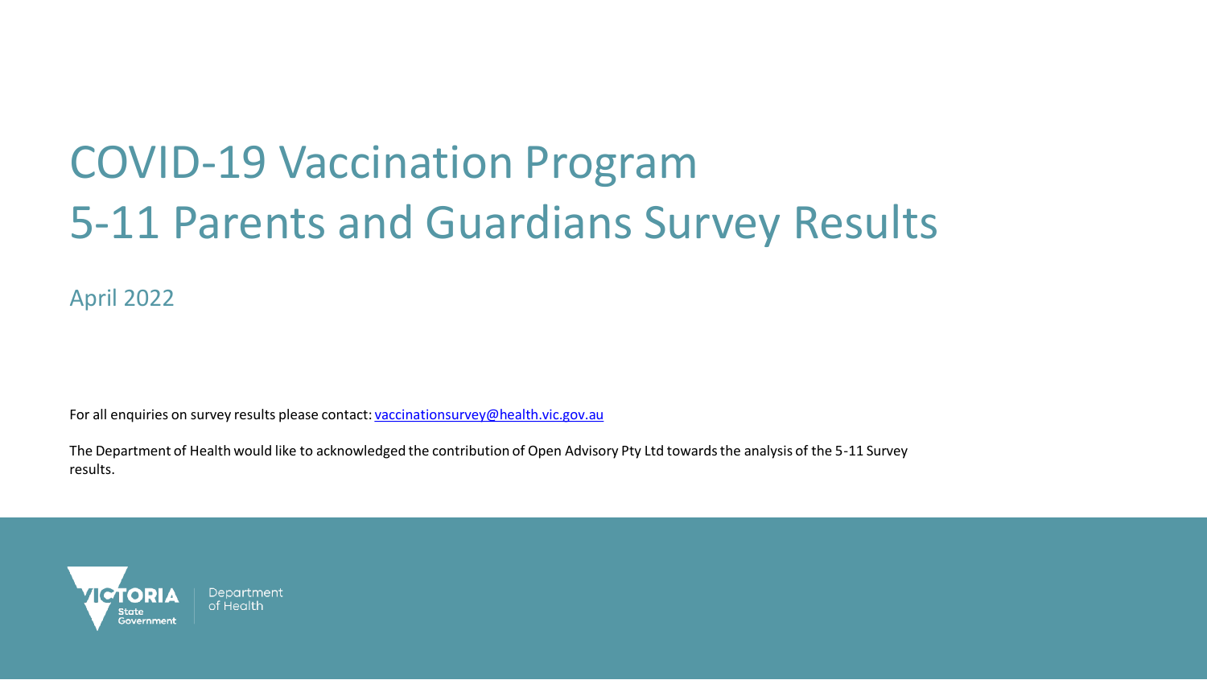# COVID-19 Vaccination Program
# 5-11 Parents and Guardians Survey Results

April 2022

For all enquiries on survey results please contact: [vaccinationsurvey@health.vic.gov.au](mailto:vaccinationsurvey@health.vic.gov.au)

The Department of Health would like to acknowledged the contribution of Open Advisory Pty Ltd towards the analysis of the 5-11 Survey results.

VICTORIA State Government | Department of Health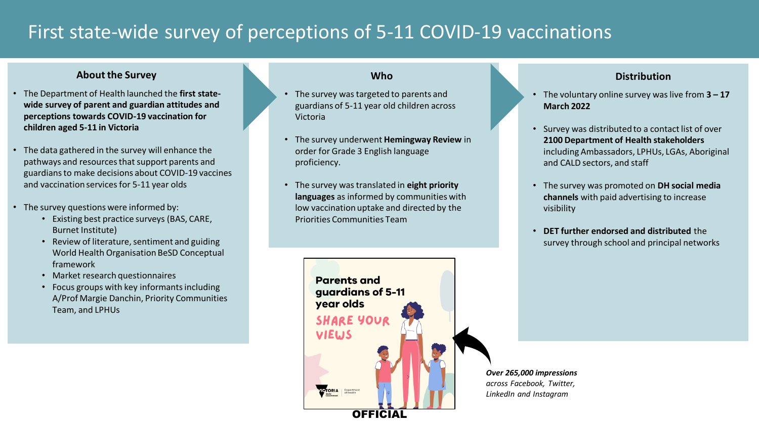# First state-wide survey of perceptions of 5-11 COVID-19 vaccinations

## About the Survey

- The Department of Health launched the **first state-wide survey of parent and guardian attitudes and perceptions towards COVID-19 vaccination for children aged 5-11 in Victoria**
- The data gathered in the survey will enhance the pathways and resources that support parents and guardians to make decisions about COVID-19 vaccines and vaccination services for 5-11 year olds
- The survey questions were informed by:
  - Existing best practice surveys (BAS, CARE, Burnet Institute)
  - Review of literature, sentiment and guiding World Health Organisation BeSD Conceptual framework
  - Market research questionnaires
  - Focus groups with key informants including A/Prof Margie Danchin, Priority Communities Team, and LPHUs

## Who

- The survey was targeted to parents and guardians of 5-11 year old children across Victoria
- The survey underwent **Hemingway Review** in order for Grade 3 English language proficiency.
- The survey was translated in **eight priority languages** as informed by communities with low vaccination uptake and directed by the Priorities Communities Team

## Distribution

- The voluntary online survey was live from **3 – 17 March 2022**
- Survey was distributed to a contact list of over **2100 Department of Health stakeholders** including Ambassadors, LPHUs, LGAs, Aboriginal and CALD sectors, and staff
- The survey was promoted on **DH social media channels** with paid advertising to increase visibility
- **DET further endorsed and distributed** the survey through school and principal networks

Parents and guardians of 5-11 year olds

SHARE YOUR VIEWS

*Over 265,000 impressions across Facebook, Twitter, LinkedIn and Instagram*

OFFICIAL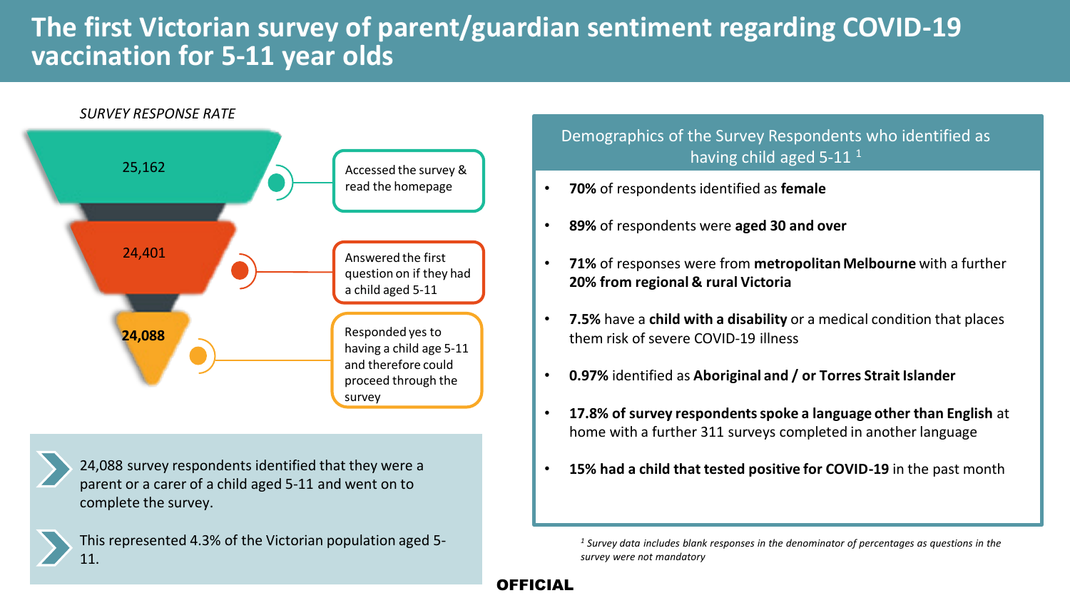# The first Victorian survey of parent/guardian sentiment regarding COVID-19 vaccination for 5-11 year olds

*SURVEY RESPONSE RATE*

- **25,162** — Accessed the survey & read the homepage
- **24,401** — Answered the first question on if they had a child aged 5-11
- **24,088** — Responded yes to having a child age 5-11 and therefore could proceed through the survey

24,088 survey respondents identified that they were a parent or a carer of a child aged 5-11 and went on to complete the survey.

This represented 4.3% of the Victorian population aged 5-11.

## Demographics of the Survey Respondents who identified as having child aged 5-11 [1]

- **70%** of respondents identified as **female**
- **89%** of respondents were **aged 30 and over**
- **71%** of responses were from **metropolitan Melbourne** with a further **20% from regional & rural Victoria**
- **7.5%** have a **child with a disability** or a medical condition that places them risk of severe COVID-19 illness
- **0.97%** identified as **Aboriginal and / or Torres Strait Islander**
- **17.8% of survey respondents spoke a language other than English** at home with a further 311 surveys completed in another language
- **15% had a child that tested positive for COVID-19** in the past month

*[1] Survey data includes blank responses in the denominator of percentages as questions in the survey were not mandatory*

**OFFICIAL**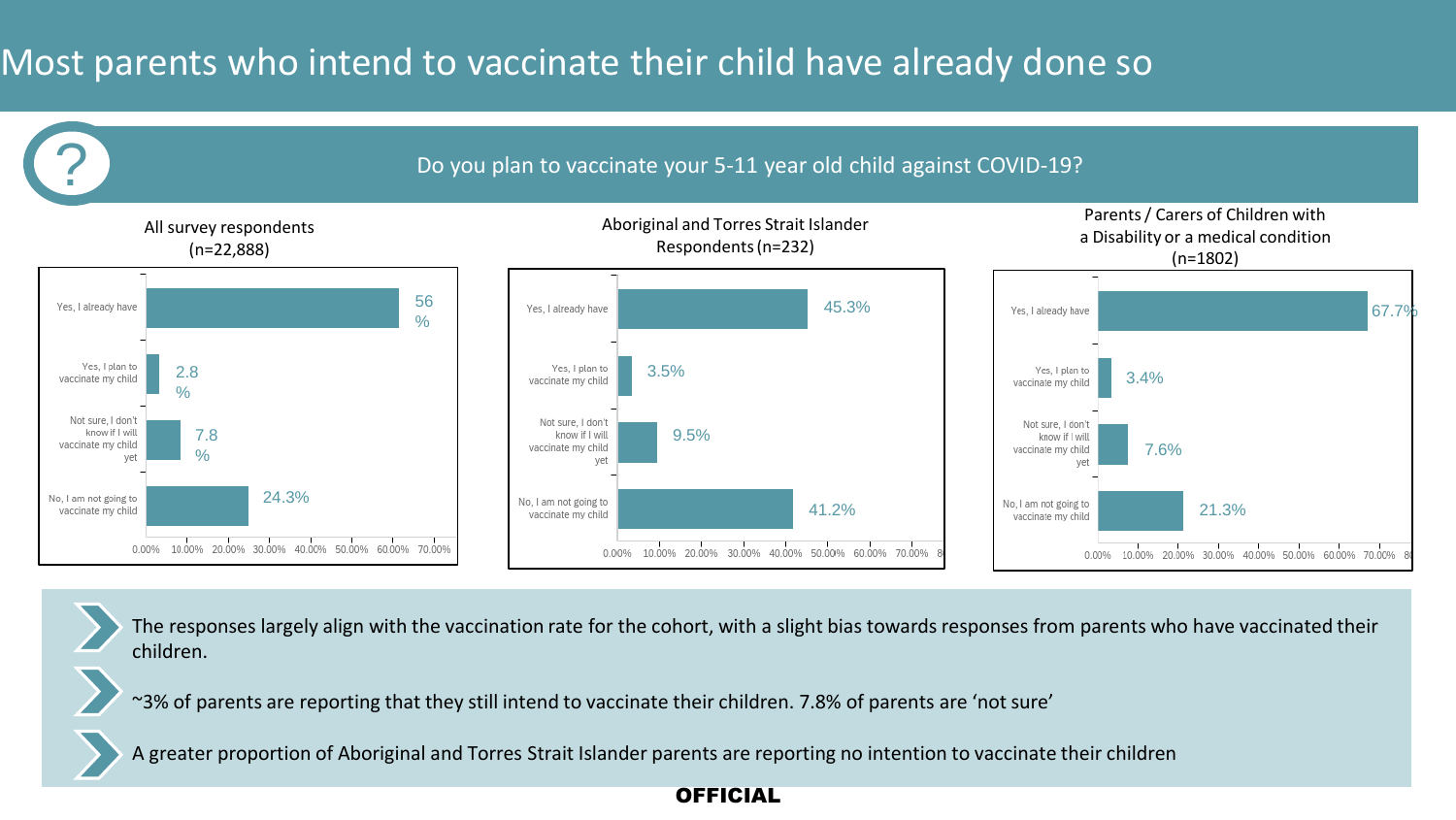# Most parents who intend to vaccinate their child have already done so

**Do you plan to vaccinate your 5-11 year old child against COVID-19?**

| Response | All survey respondents (n=22,888) | Aboriginal and Torres Strait Islander Respondents (n=232) | Parents / Carers of Children with a Disability or a medical condition (n=1802) |
| --- | --- | --- | --- |
| Yes, I already have | 56 % | 45.3% | 67.7% |
| Yes, I plan to vaccinate my child | 2.8 % | 3.5% | 3.4% |
| Not sure, I don't know if I will vaccinate my child yet | 7.8 % | 9.5% | 7.6% |
| No, I am not going to vaccinate my child | 24.3% | 41.2% | 21.3% |

- The responses largely align with the vaccination rate for the cohort, with a slight bias towards responses from parents who have vaccinated their children.
- ~3% of parents are reporting that they still intend to vaccinate their children. 7.8% of parents are 'not sure'
- A greater proportion of Aboriginal and Torres Strait Islander parents are reporting no intention to vaccinate their children

**OFFICIAL**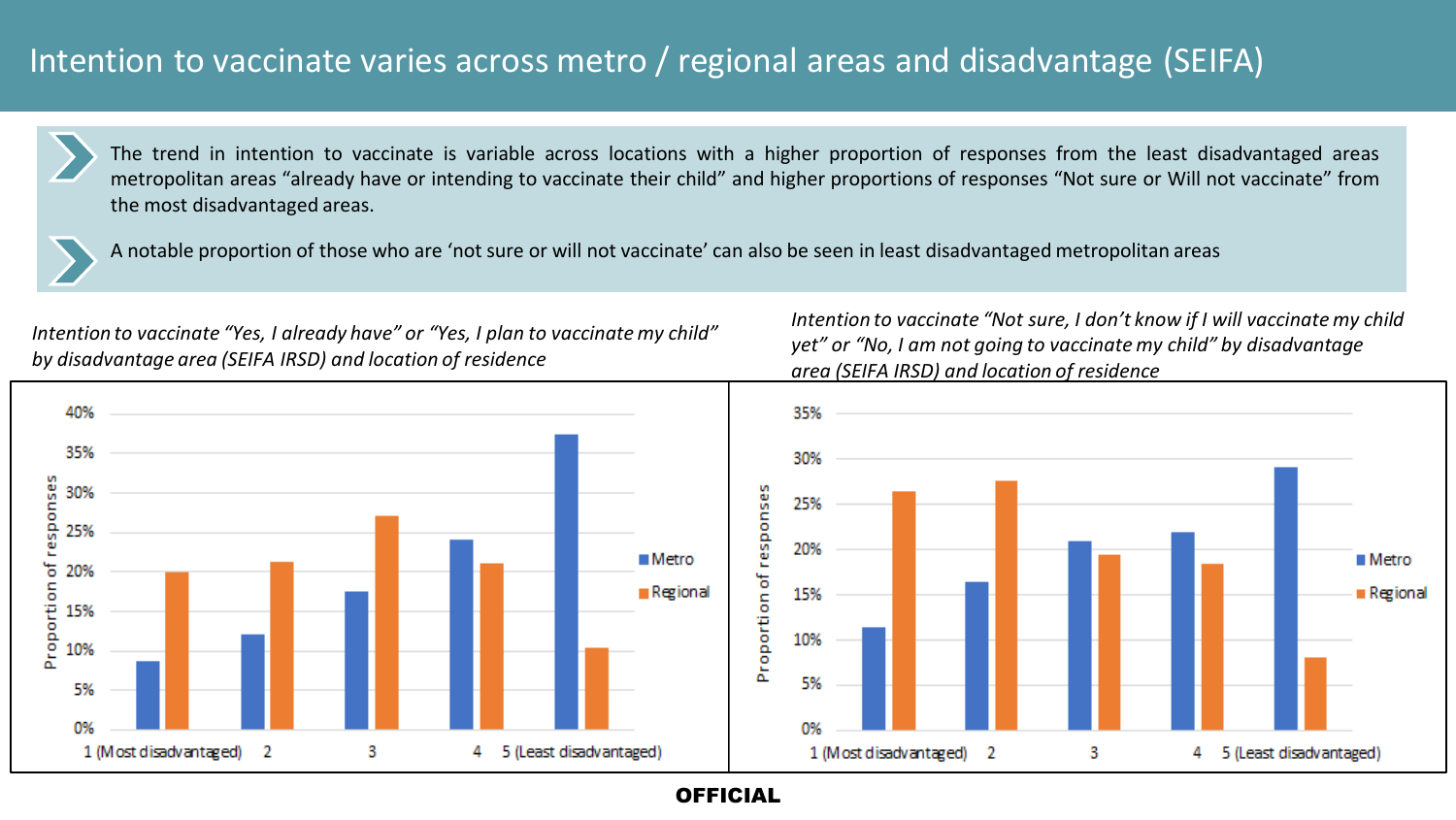# Intention to vaccinate varies across metro / regional areas and disadvantage (SEIFA)

- The trend in intention to vaccinate is variable across locations with a higher proportion of responses from the least disadvantaged areas metropolitan areas "already have or intending to vaccinate their child" and higher proportions of responses "Not sure or Will not vaccinate" from the most disadvantaged areas.
- A notable proportion of those who are 'not sure or will not vaccinate' can also be seen in least disadvantaged metropolitan areas

*Intention to vaccinate "Yes, I already have" or "Yes, I plan to vaccinate my child" by disadvantage area (SEIFA IRSD) and location of residence*

*Intention to vaccinate "Not sure, I don't know if I will vaccinate my child yet" or "No, I am not going to vaccinate my child" by disadvantage area (SEIFA IRSD) and location of residence*

**OFFICIAL**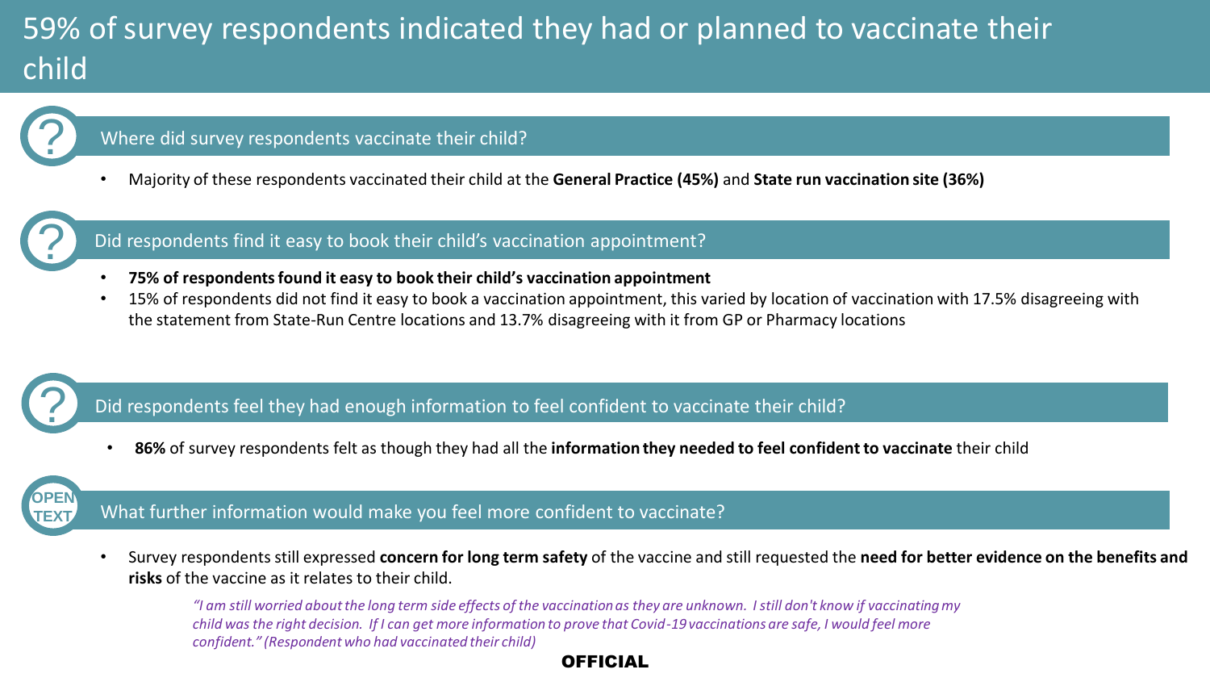# 59% of survey respondents indicated they had or planned to vaccinate their child

## Where did survey respondents vaccinate their child?

- Majority of these respondents vaccinated their child at the **General Practice (45%)** and **State run vaccination site (36%)**

## Did respondents find it easy to book their child's vaccination appointment?

- **75% of respondents found it easy to book their child's vaccination appointment**
- 15% of respondents did not find it easy to book a vaccination appointment, this varied by location of vaccination with 17.5% disagreeing with the statement from State-Run Centre locations and 13.7% disagreeing with it from GP or Pharmacy locations

## Did respondents feel they had enough information to feel confident to vaccinate their child?

- **86%** of survey respondents felt as though they had all the **information they needed to feel confident to vaccinate** their child

## OPEN TEXT: What further information would make you feel more confident to vaccinate?

- Survey respondents still expressed **concern for long term safety** of the vaccine and still requested the **need for better evidence on the benefits and risks** of the vaccine as it relates to their child.

> *"I am still worried about the long term side effects of the vaccination as they are unknown. I still don't know if vaccinating my child was the right decision. If I can get more information to prove that Covid-19 vaccinations are safe, I would feel more confident." (Respondent who had vaccinated their child)*

**OFFICIAL**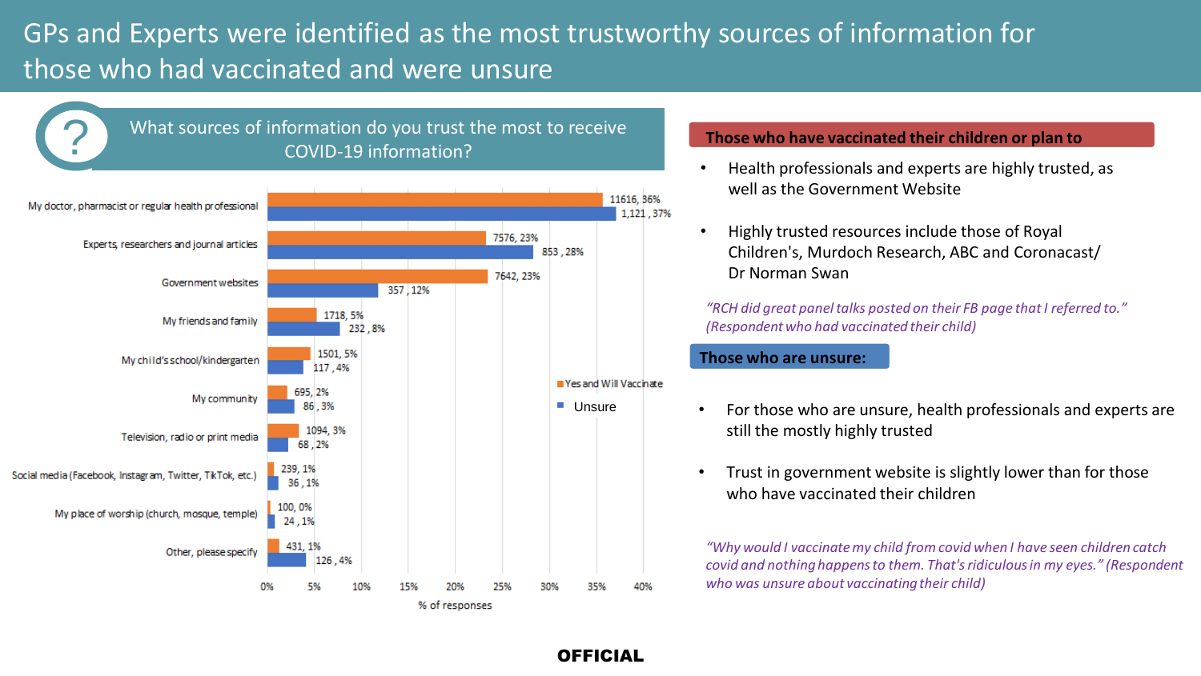# GPs and Experts were identified as the most trustworthy sources of information for those who had vaccinated and were unsure

## What sources of information do you trust the most to receive COVID-19 information?

| Source | Yes and Will Vaccinate | Unsure |
|---|---|---|
| My doctor, pharmacist or regular health professional | 11616, 36% | 1,121, 37% |
| Experts, researchers and journal articles | 7576, 23% | 853, 28% |
| Government websites | 7642, 23% | 357, 12% |
| My friends and family | 1718, 5% | 232, 8% |
| My child's school/kindergarten | 1501, 5% | 117, 4% |
| My community | 695, 2% | 86, 3% |
| Television, radio or print media | 1094, 3% | 68, 2% |
| Social media (Facebook, Instagram, Twitter, TikTok, etc.) | 239, 1% | 36, 1% |
| My place of worship (church, mosque, temple) | 100, 0% | 24, 1% |
| Other, please specify | 431, 1% | 126, 4% |

% of responses

### Those who have vaccinated their children or plan to

- Health professionals and experts are highly trusted, as well as the Government Website
- Highly trusted resources include those of Royal Children's, Murdoch Research, ABC and Coronacast/ Dr Norman Swan

*"RCH did great panel talks posted on their FB page that I referred to." (Respondent who had vaccinated their child)*

### Those who are unsure:

- For those who are unsure, health professionals and experts are still the mostly highly trusted
- Trust in government website is slightly lower than for those who have vaccinated their children

*"Why would I vaccinate my child from covid when I have seen children catch covid and nothing happens to them. That's ridiculous in my eyes." (Respondent who was unsure about vaccinating their child)*

**OFFICIAL**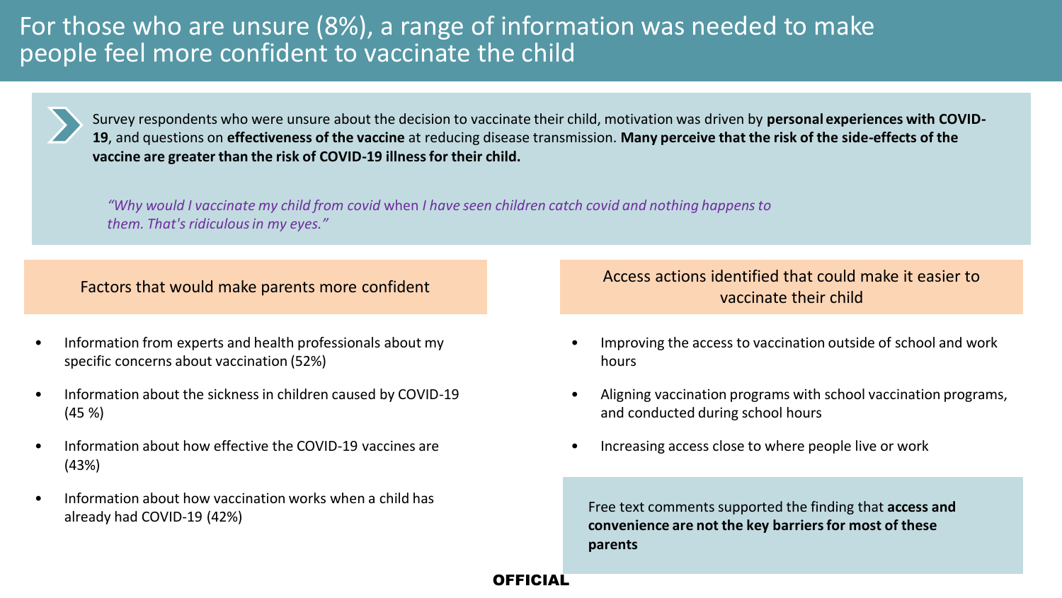# For those who are unsure (8%), a range of information was needed to make people feel more confident to vaccinate the child

Survey respondents who were unsure about the decision to vaccinate their child, motivation was driven by **personal experiences with COVID-19**, and questions on **effectiveness of the vaccine** at reducing disease transmission. **Many perceive that the risk of the side-effects of the vaccine are greater than the risk of COVID-19 illness for their child.**

*"Why would I vaccinate my child from covid* when *I have seen children catch covid and nothing happens to them. That's ridiculous in my eyes."*

## Factors that would make parents more confident

- Information from experts and health professionals about my specific concerns about vaccination (52%)
- Information about the sickness in children caused by COVID-19 (45 %)
- Information about how effective the COVID-19 vaccines are (43%)
- Information about how vaccination works when a child has already had COVID-19 (42%)

## Access actions identified that could make it easier to vaccinate their child

- Improving the access to vaccination outside of school and work hours
- Aligning vaccination programs with school vaccination programs, and conducted during school hours
- Increasing access close to where people live or work

Free text comments supported the finding that **access and convenience are not the key barriers for most of these parents**

OFFICIAL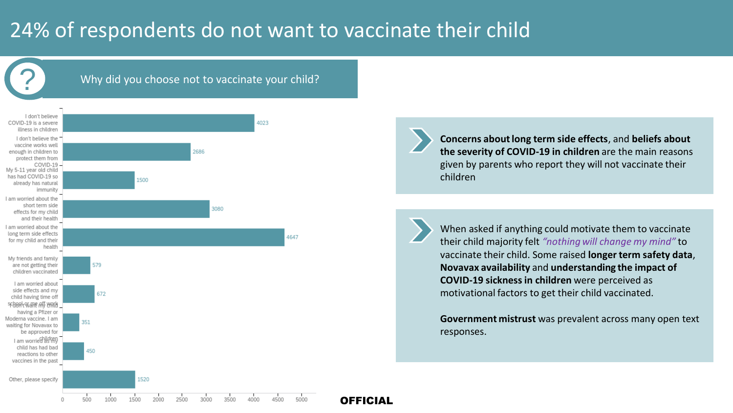# 24% of respondents do not want to vaccinate their child

## Why did you choose not to vaccinate your child?

| Reason | Count |
| --- | --- |
| I don't believe COVID-19 is a severe illness in children | 4023 |
| I don't believe the vaccine works well enough in children to protect them from COVID-19 | 2686 |
| My 5-11 year old child has had COVID-19 so already has natural immunity | 1500 |
| I am worried about the short term side effects for my child and their health | 3080 |
| I am worried about the long term side effects for my child and their health | 4647 |
| My friends and family are not getting their children vaccinated | 579 |
| I am worried about side effects and my child having time off school or me off work | 672 |
| I don't want my child having a Pfizer or Moderna vaccine. I am waiting for Novavax to be approved for children | 351 |
| I am worried as my child has had bad reactions to other vaccines in the past | 450 |
| Other, please specify | 1520 |

**Concerns about long term side effects**, and **beliefs about the severity of COVID-19 in children** are the main reasons given by parents who report they will not vaccinate their children

When asked if anything could motivate them to vaccinate their child majority felt *"nothing will change my mind"* to vaccinate their child. Some raised **longer term safety data**, **Novavax availability** and **understanding the impact of COVID-19 sickness in children** were perceived as motivational factors to get their child vaccinated.

**Government mistrust** was prevalent across many open text responses.

**OFFICIAL**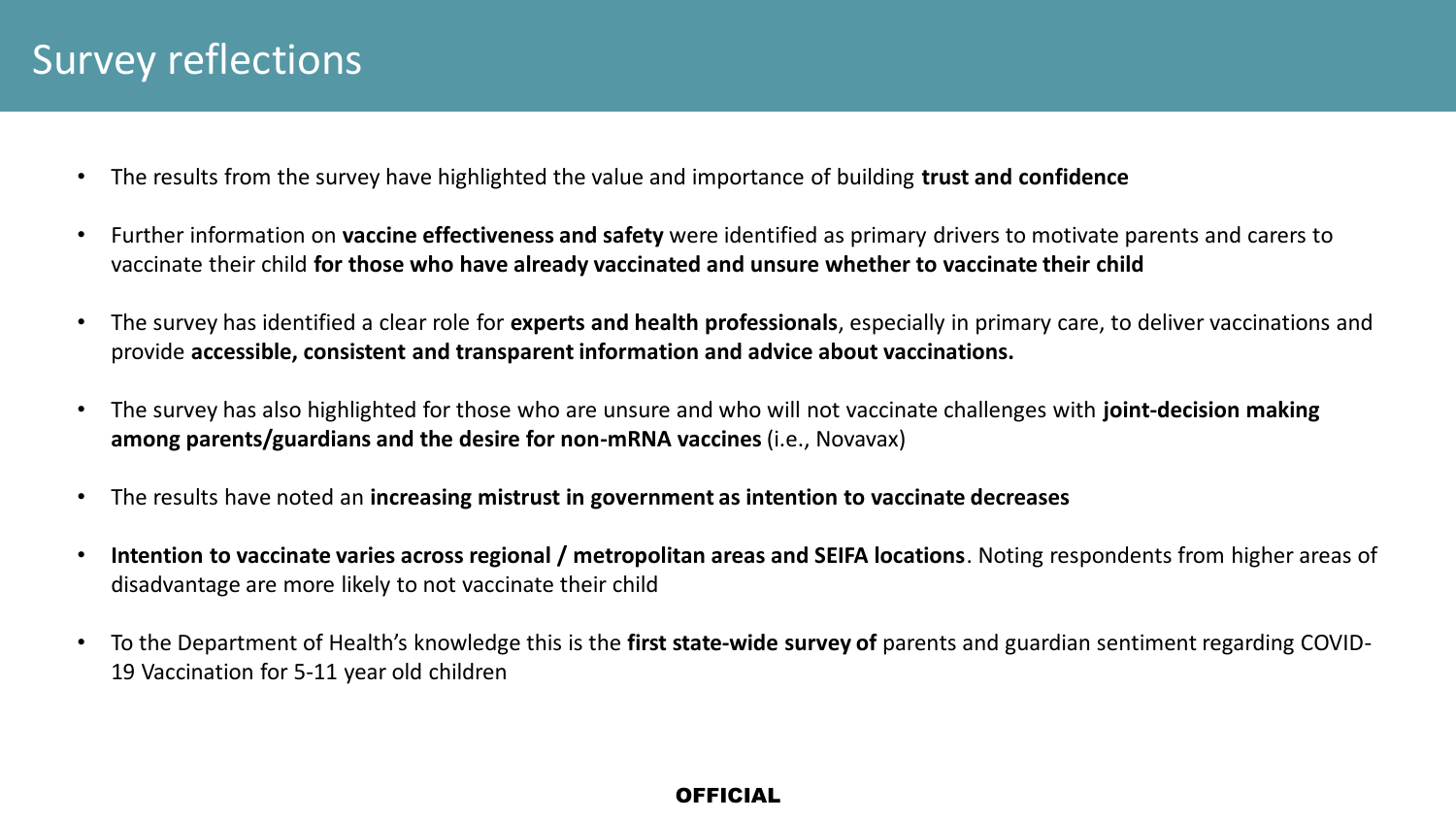# Survey reflections

- The results from the survey have highlighted the value and importance of building **trust and confidence**
- Further information on **vaccine effectiveness and safety** were identified as primary drivers to motivate parents and carers to vaccinate their child **for those who have already vaccinated and unsure whether to vaccinate their child**
- The survey has identified a clear role for **experts and health professionals**, especially in primary care, to deliver vaccinations and provide **accessible, consistent and transparent information and advice about vaccinations.**
- The survey has also highlighted for those who are unsure and who will not vaccinate challenges with **joint-decision making among parents/guardians and the desire for non-mRNA vaccines** (i.e., Novavax)
- The results have noted an **increasing mistrust in government as intention to vaccinate decreases**
- **Intention to vaccinate varies across regional / metropolitan areas and SEIFA locations**. Noting respondents from higher areas of disadvantage are more likely to not vaccinate their child
- To the Department of Health's knowledge this is the **first state-wide survey of** parents and guardian sentiment regarding COVID-19 Vaccination for 5-11 year old children

**OFFICIAL**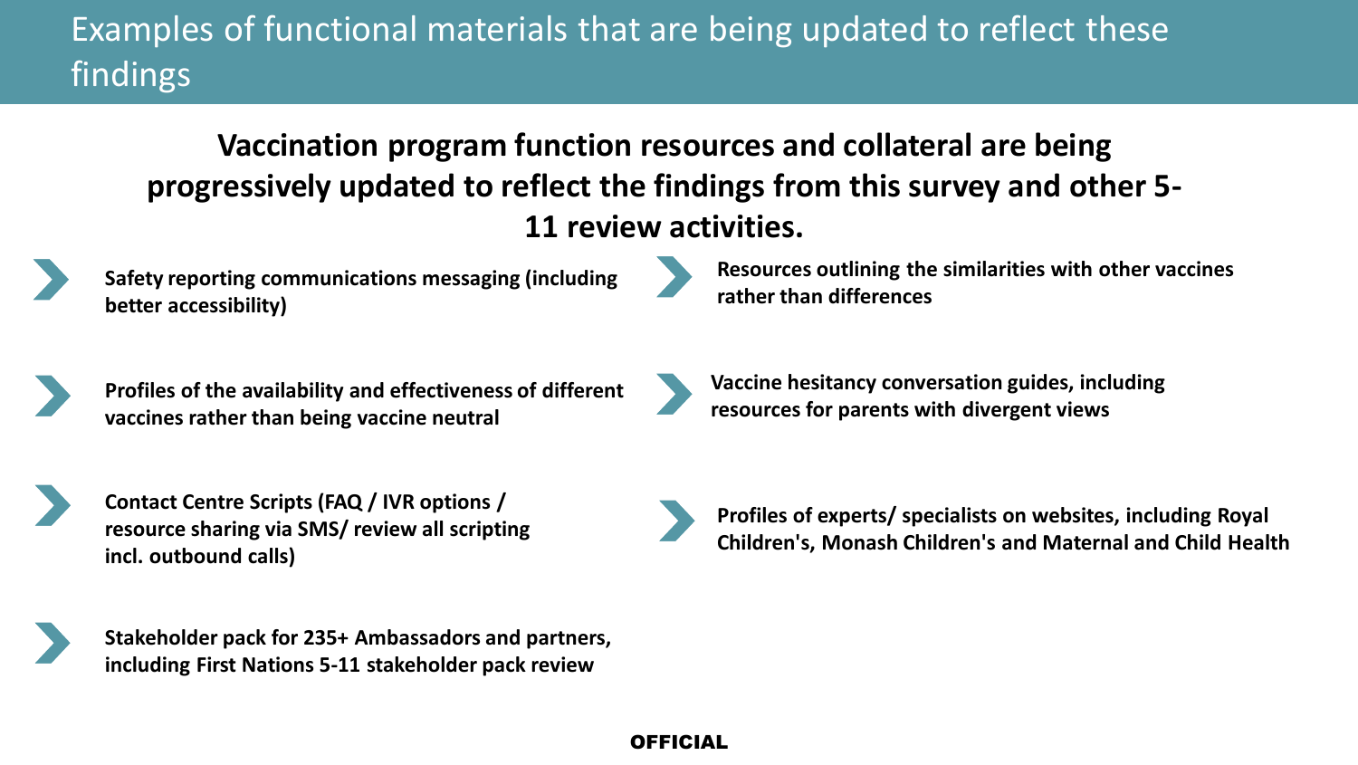# Examples of functional materials that are being updated to reflect these findings

**Vaccination program function resources and collateral are being progressively updated to reflect the findings from this survey and other 5-11 review activities.**

- **Safety reporting communications messaging (including better accessibility)**
- **Profiles of the availability and effectiveness of different vaccines rather than being vaccine neutral**
- **Contact Centre Scripts (FAQ / IVR options / resource sharing via SMS/ review all scripting incl. outbound calls)**
- **Stakeholder pack for 235+ Ambassadors and partners, including First Nations 5-11 stakeholder pack review**
- **Resources outlining the similarities with other vaccines rather than differences**
- **Vaccine hesitancy conversation guides, including resources for parents with divergent views**
- **Profiles of experts/ specialists on websites, including Royal Children's, Monash Children's and Maternal and Child Health**

**OFFICIAL**